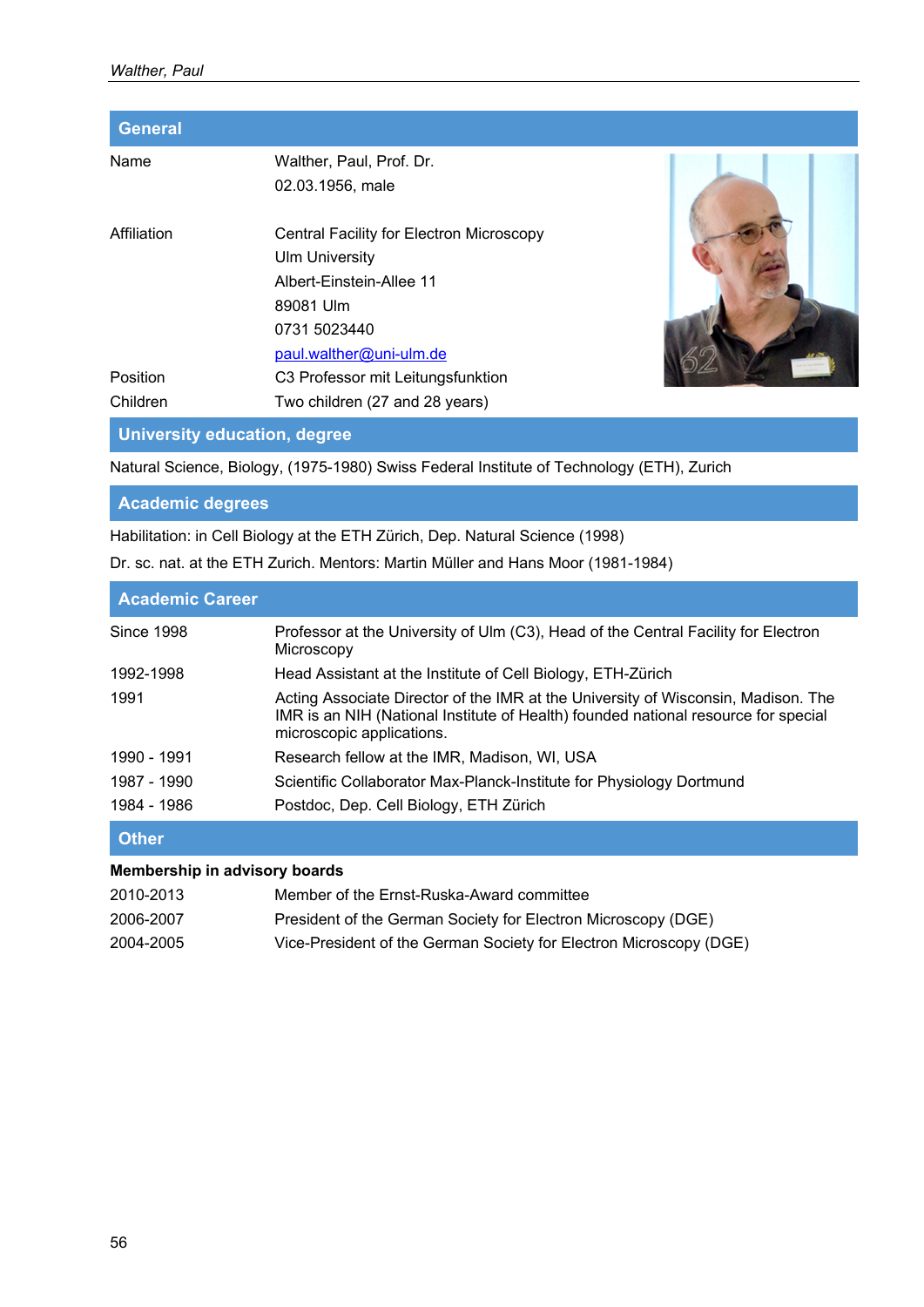## General

| | |
|---|---|
| Name | Walther, Paul, Prof. Dr. |
| | 02.03.1956, male |
| Affiliation | Central Facility for Electron Microscopy |
| | Ulm University |
| | Albert-Einstein-Allee 11 |
| | 89081 Ulm |
| | 0731 5023440 |
| | paul.walther@uni-ulm.de |
| Position | C3 Professor mit Leitungsfunktion |
| Children | Two children (27 and 28 years) |

## University education, degree

Natural Science, Biology, (1975-1980) Swiss Federal Institute of Technology (ETH), Zurich

## Academic degrees

Habilitation: in Cell Biology at the ETH Zürich, Dep. Natural Science (1998)

Dr. sc. nat. at the ETH Zurich. Mentors: Martin Müller and Hans Moor (1981-1984)

## Academic Career

| | |
|---|---|
| Since 1998 | Professor at the University of Ulm (C3), Head of the Central Facility for Electron Microscopy |
| 1992-1998 | Head Assistant at the Institute of Cell Biology, ETH-Zürich |
| 1991 | Acting Associate Director of the IMR at the University of Wisconsin, Madison. The IMR is an NIH (National Institute of Health) founded national resource for special microscopic applications. |
| 1990 - 1991 | Research fellow at the IMR, Madison, WI, USA |
| 1987 - 1990 | Scientific Collaborator Max-Planck-Institute for Physiology Dortmund |
| 1984 - 1986 | Postdoc, Dep. Cell Biology, ETH Zürich |

## Other

**Membership in advisory boards**

| | |
|---|---|
| 2010-2013 | Member of the Ernst-Ruska-Award committee |
| 2006-2007 | President of the German Society for Electron Microscopy (DGE) |
| 2004-2005 | Vice-President of the German Society for Electron Microscopy (DGE) |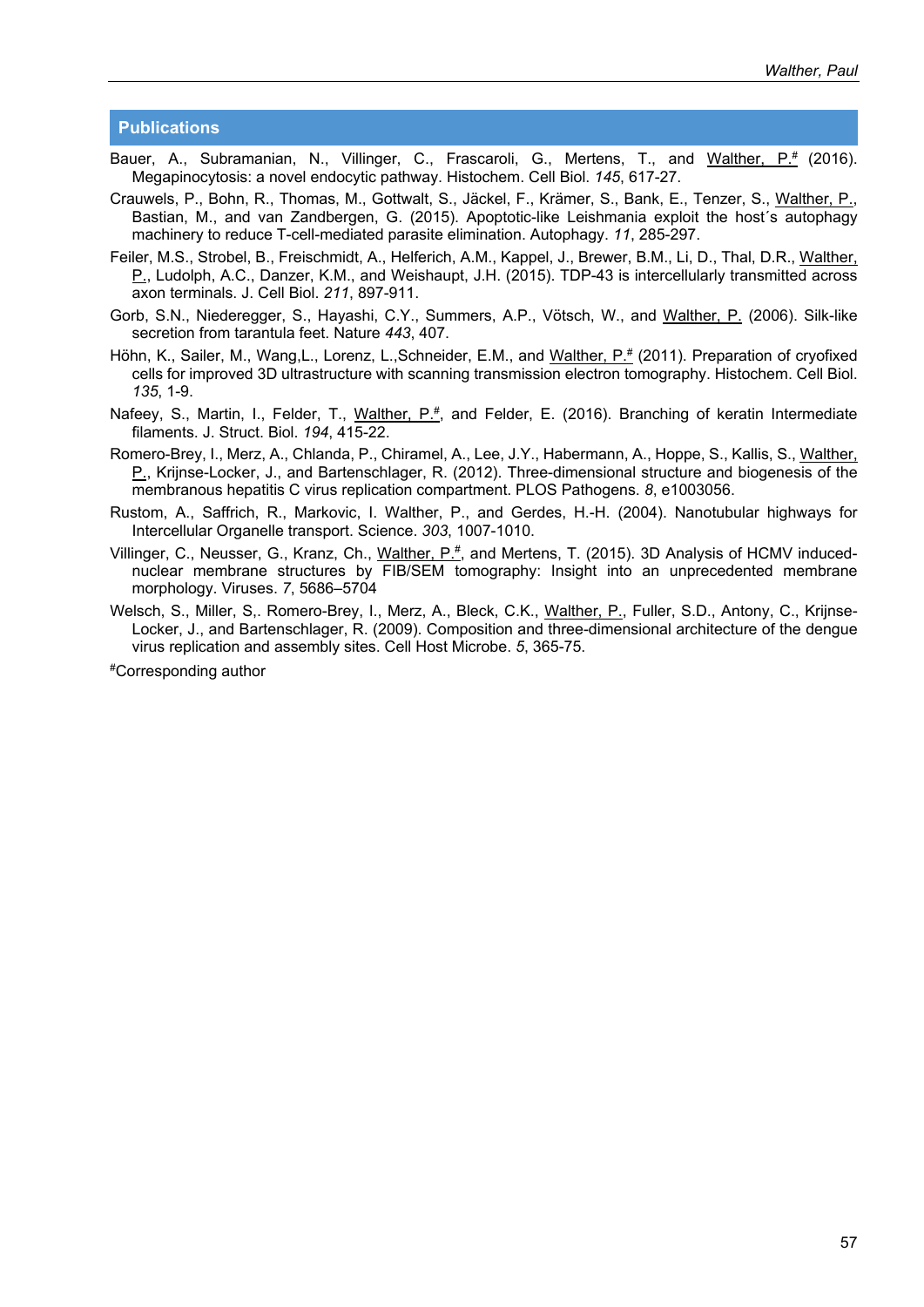## Publications

Bauer, A., Subramanian, N., Villinger, C., Frascaroli, G., Mertens, T., and Walther, P.[#] (2016). Megapinocytosis: a novel endocytic pathway. Histochem. Cell Biol. *145*, 617-27.

Crauwels, P., Bohn, R., Thomas, M., Gottwalt, S., Jäckel, F., Krämer, S., Bank, E., Tenzer, S., Walther, P., Bastian, M., and van Zandbergen, G. (2015). Apoptotic-like Leishmania exploit the host´s autophagy machinery to reduce T-cell-mediated parasite elimination. Autophagy. *11*, 285-297.

Feiler, M.S., Strobel, B., Freischmidt, A., Helferich, A.M., Kappel, J., Brewer, B.M., Li, D., Thal, D.R., Walther, P., Ludolph, A.C., Danzer, K.M., and Weishaupt, J.H. (2015). TDP-43 is intercellularly transmitted across axon terminals. J. Cell Biol. *211*, 897-911.

Gorb, S.N., Niederegger, S., Hayashi, C.Y., Summers, A.P., Vötsch, W., and Walther, P. (2006). Silk-like secretion from tarantula feet. Nature *443*, 407.

Höhn, K., Sailer, M., Wang,L., Lorenz, L.,Schneider, E.M., and Walther, P.[#] (2011). Preparation of cryofixed cells for improved 3D ultrastructure with scanning transmission electron tomography. Histochem. Cell Biol. *135*, 1-9.

Nafeey, S., Martin, I., Felder, T., Walther, P.[#], and Felder, E. (2016). Branching of keratin Intermediate filaments. J. Struct. Biol. *194*, 415-22.

Romero-Brey, I., Merz, A., Chlanda, P., Chiramel, A., Lee, J.Y., Habermann, A., Hoppe, S., Kallis, S., Walther, P., Krijnse-Locker, J., and Bartenschlager, R. (2012). Three-dimensional structure and biogenesis of the membranous hepatitis C virus replication compartment. PLOS Pathogens. *8*, e1003056.

Rustom, A., Saffrich, R., Markovic, I. Walther, P., and Gerdes, H.-H. (2004). Nanotubular highways for Intercellular Organelle transport. Science. *303*, 1007-1010.

Villinger, C., Neusser, G., Kranz, Ch., Walther, P.[#], and Mertens, T. (2015). 3D Analysis of HCMV induced-nuclear membrane structures by FIB/SEM tomography: Insight into an unprecedented membrane morphology. Viruses. *7*, 5686–5704

Welsch, S., Miller, S,. Romero-Brey, I., Merz, A., Bleck, C.K., Walther, P., Fuller, S.D., Antony, C., Krijnse-Locker, J., and Bartenschlager, R. (2009). Composition and three-dimensional architecture of the dengue virus replication and assembly sites. Cell Host Microbe. *5*, 365-75.

[#]Corresponding author